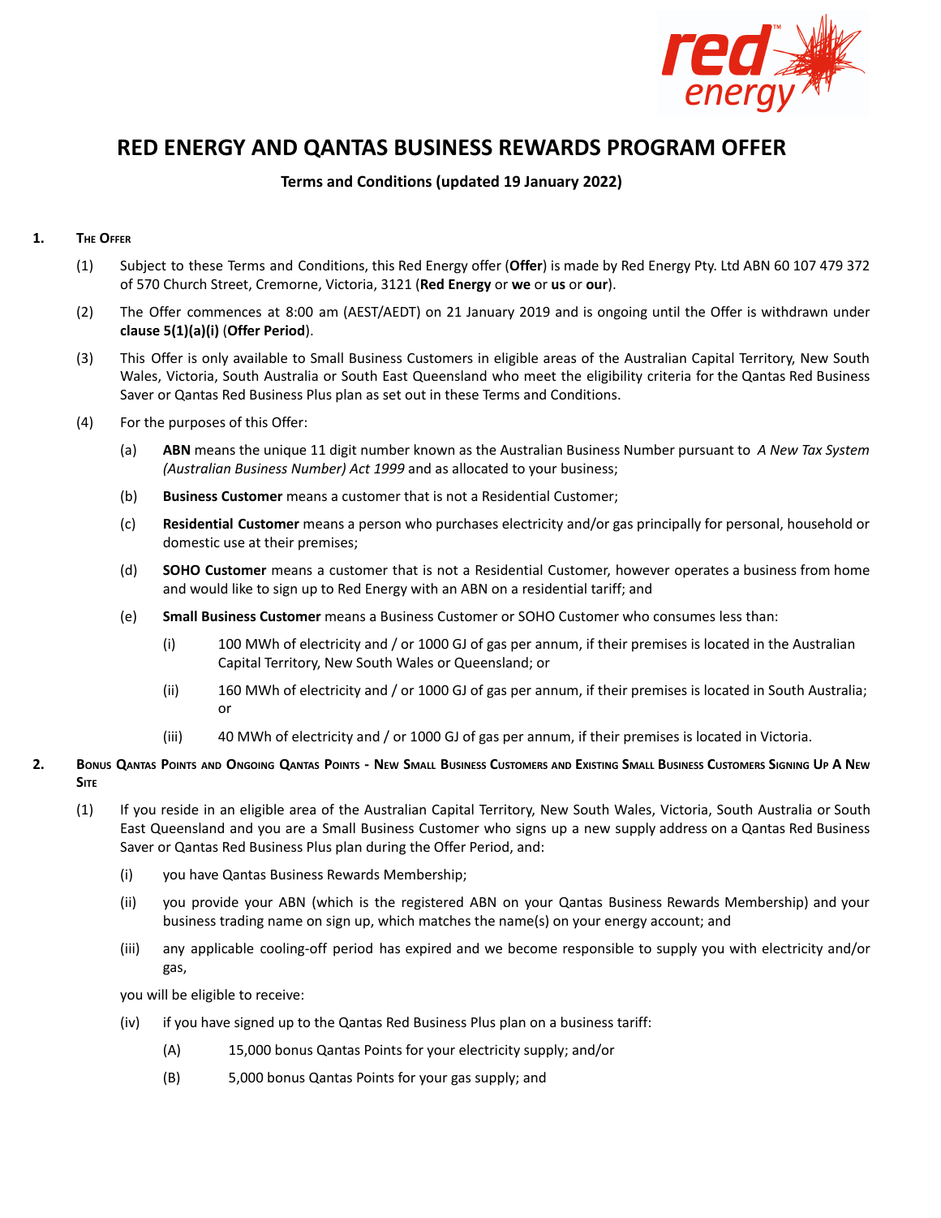# RED ENERGY AND QANTAS BUSINESS REWARDS PROGRAM OFFER

**Terms and Conditions (updated 19 January 2022)**

## 1. The Offer

(1) Subject to these Terms and Conditions, this Red Energy offer (**Offer**) is made by Red Energy Pty. Ltd ABN 60 107 479 372 of 570 Church Street, Cremorne, Victoria, 3121 (**Red Energy** or **we** or **us** or **our**).

(2) The Offer commences at 8:00 am (AEST/AEDT) on 21 January 2019 and is ongoing until the Offer is withdrawn under **clause 5(1)(a)(i)** (**Offer Period**).

(3) This Offer is only available to Small Business Customers in eligible areas of the Australian Capital Territory, New South Wales, Victoria, South Australia or South East Queensland who meet the eligibility criteria for the Qantas Red Business Saver or Qantas Red Business Plus plan as set out in these Terms and Conditions.

(4) For the purposes of this Offer:

(a) **ABN** means the unique 11 digit number known as the Australian Business Number pursuant to *A New Tax System (Australian Business Number) Act 1999* and as allocated to your business;

(b) **Business Customer** means a customer that is not a Residential Customer;

(c) **Residential Customer** means a person who purchases electricity and/or gas principally for personal, household or domestic use at their premises;

(d) **SOHO Customer** means a customer that is not a Residential Customer, however operates a business from home and would like to sign up to Red Energy with an ABN on a residential tariff; and

(e) **Small Business Customer** means a Business Customer or SOHO Customer who consumes less than:

(i) 100 MWh of electricity and / or 1000 GJ of gas per annum, if their premises is located in the Australian Capital Territory, New South Wales or Queensland; or

(ii) 160 MWh of electricity and / or 1000 GJ of gas per annum, if their premises is located in South Australia; or

(iii) 40 MWh of electricity and / or 1000 GJ of gas per annum, if their premises is located in Victoria.

## 2. Bonus Qantas Points and Ongoing Qantas Points - New Small Business Customers and Existing Small Business Customers Signing Up A New Site

(1) If you reside in an eligible area of the Australian Capital Territory, New South Wales, Victoria, South Australia or South East Queensland and you are a Small Business Customer who signs up a new supply address on a Qantas Red Business Saver or Qantas Red Business Plus plan during the Offer Period, and:

(i) you have Qantas Business Rewards Membership;

(ii) you provide your ABN (which is the registered ABN on your Qantas Business Rewards Membership) and your business trading name on sign up, which matches the name(s) on your energy account; and

(iii) any applicable cooling-off period has expired and we become responsible to supply you with electricity and/or gas,

you will be eligible to receive:

(iv) if you have signed up to the Qantas Red Business Plus plan on a business tariff:

(A) 15,000 bonus Qantas Points for your electricity supply; and/or

(B) 5,000 bonus Qantas Points for your gas supply; and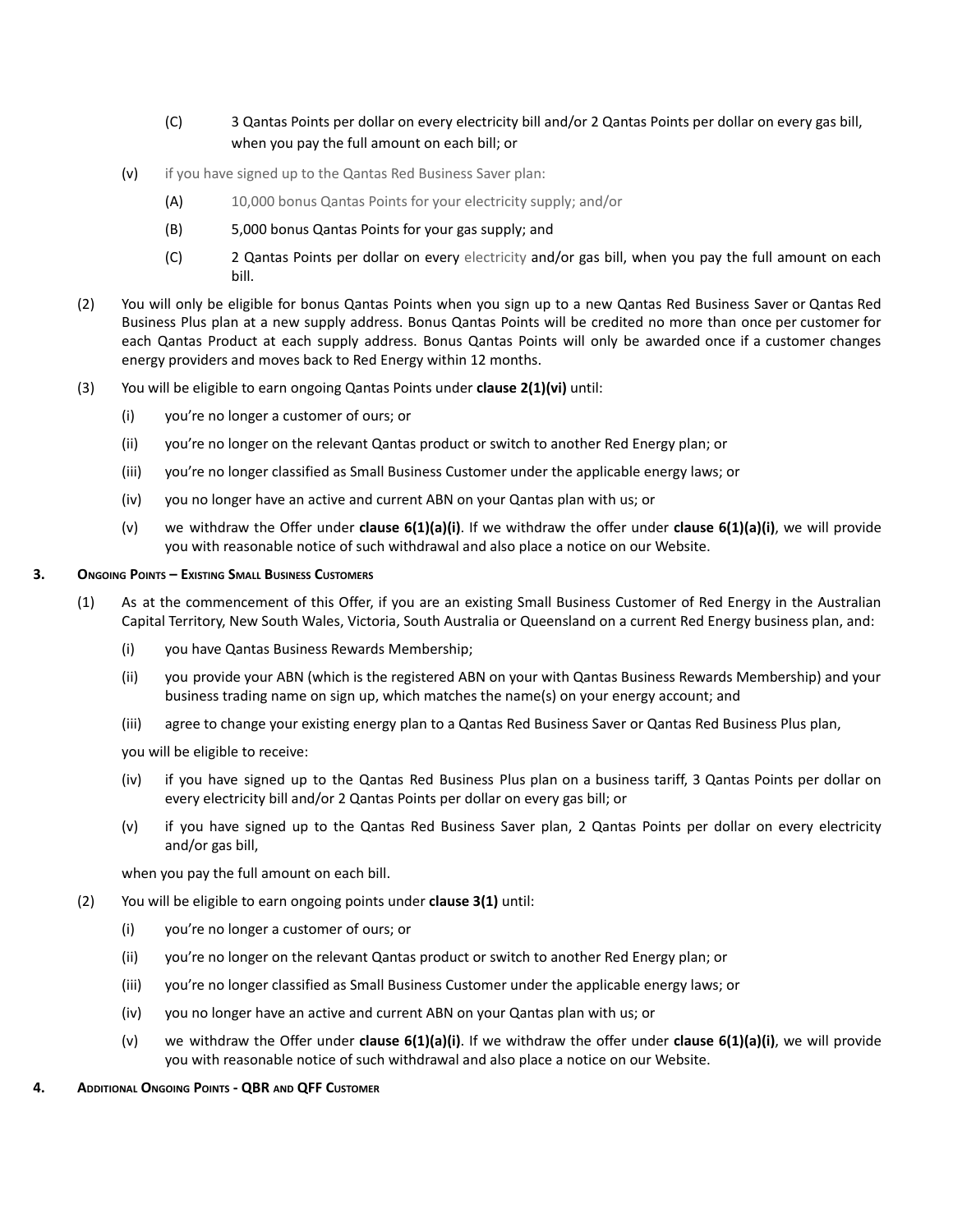(C) 3 Qantas Points per dollar on every electricity bill and/or 2 Qantas Points per dollar on every gas bill, when you pay the full amount on each bill; or

(v) if you have signed up to the Qantas Red Business Saver plan:

(A) 10,000 bonus Qantas Points for your electricity supply; and/or

(B) 5,000 bonus Qantas Points for your gas supply; and

(C) 2 Qantas Points per dollar on every electricity and/or gas bill, when you pay the full amount on each bill.

(2) You will only be eligible for bonus Qantas Points when you sign up to a new Qantas Red Business Saver or Qantas Red Business Plus plan at a new supply address. Bonus Qantas Points will be credited no more than once per customer for each Qantas Product at each supply address. Bonus Qantas Points will only be awarded once if a customer changes energy providers and moves back to Red Energy within 12 months.

(3) You will be eligible to earn ongoing Qantas Points under **clause 2(1)(vi)** until:

(i) you're no longer a customer of ours; or

(ii) you're no longer on the relevant Qantas product or switch to another Red Energy plan; or

(iii) you're no longer classified as Small Business Customer under the applicable energy laws; or

(iv) you no longer have an active and current ABN on your Qantas plan with us; or

(v) we withdraw the Offer under **clause 6(1)(a)(i)**. If we withdraw the offer under **clause 6(1)(a)(i)**, we will provide you with reasonable notice of such withdrawal and also place a notice on our Website.

### 3. Ongoing Points – Existing Small Business Customers

(1) As at the commencement of this Offer, if you are an existing Small Business Customer of Red Energy in the Australian Capital Territory, New South Wales, Victoria, South Australia or Queensland on a current Red Energy business plan, and:

(i) you have Qantas Business Rewards Membership;

(ii) you provide your ABN (which is the registered ABN on your with Qantas Business Rewards Membership) and your business trading name on sign up, which matches the name(s) on your energy account; and

(iii) agree to change your existing energy plan to a Qantas Red Business Saver or Qantas Red Business Plus plan,

you will be eligible to receive:

(iv) if you have signed up to the Qantas Red Business Plus plan on a business tariff, 3 Qantas Points per dollar on every electricity bill and/or 2 Qantas Points per dollar on every gas bill; or

(v) if you have signed up to the Qantas Red Business Saver plan, 2 Qantas Points per dollar on every electricity and/or gas bill,

when you pay the full amount on each bill.

(2) You will be eligible to earn ongoing points under **clause 3(1)** until:

(i) you're no longer a customer of ours; or

(ii) you're no longer on the relevant Qantas product or switch to another Red Energy plan; or

(iii) you're no longer classified as Small Business Customer under the applicable energy laws; or

(iv) you no longer have an active and current ABN on your Qantas plan with us; or

(v) we withdraw the Offer under **clause 6(1)(a)(i)**. If we withdraw the offer under **clause 6(1)(a)(i)**, we will provide you with reasonable notice of such withdrawal and also place a notice on our Website.

### 4. Additional Ongoing Points - QBR and QFF Customer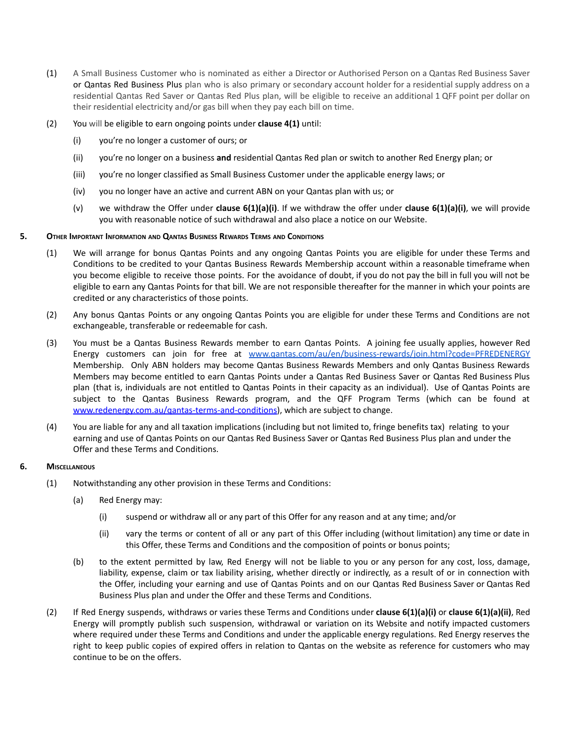(1) A Small Business Customer who is nominated as either a Director or Authorised Person on a Qantas Red Business Saver or Qantas Red Business Plus plan who is also primary or secondary account holder for a residential supply address on a residential Qantas Red Saver or Qantas Red Plus plan, will be eligible to receive an additional 1 QFF point per dollar on their residential electricity and/or gas bill when they pay each bill on time.

(2) You will be eligible to earn ongoing points under **clause 4(1)** until:

(i) you're no longer a customer of ours; or

(ii) you're no longer on a business **and** residential Qantas Red plan or switch to another Red Energy plan; or

(iii) you're no longer classified as Small Business Customer under the applicable energy laws; or

(iv) you no longer have an active and current ABN on your Qantas plan with us; or

(v) we withdraw the Offer under **clause 6(1)(a)(i)**. If we withdraw the offer under **clause 6(1)(a)(i)**, we will provide you with reasonable notice of such withdrawal and also place a notice on our Website.

## 5. Other Important Information and Qantas Business Rewards Terms and Conditions

(1) We will arrange for bonus Qantas Points and any ongoing Qantas Points you are eligible for under these Terms and Conditions to be credited to your Qantas Business Rewards Membership account within a reasonable timeframe when you become eligible to receive those points. For the avoidance of doubt, if you do not pay the bill in full you will not be eligible to earn any Qantas Points for that bill. We are not responsible thereafter for the manner in which your points are credited or any characteristics of those points.

(2) Any bonus Qantas Points or any ongoing Qantas Points you are eligible for under these Terms and Conditions are not exchangeable, transferable or redeemable for cash.

(3) You must be a Qantas Business Rewards member to earn Qantas Points. A joining fee usually applies, however Red Energy customers can join for free at www.qantas.com/au/en/business-rewards/join.html?code=PFREDENERGY Membership. Only ABN holders may become Qantas Business Rewards Members and only Qantas Business Rewards Members may become entitled to earn Qantas Points under a Qantas Red Business Saver or Qantas Red Business Plus plan (that is, individuals are not entitled to Qantas Points in their capacity as an individual). Use of Qantas Points are subject to the Qantas Business Rewards program, and the QFF Program Terms (which can be found at www.redenergy.com.au/qantas-terms-and-conditions), which are subject to change.

(4) You are liable for any and all taxation implications (including but not limited to, fringe benefits tax) relating to your earning and use of Qantas Points on our Qantas Red Business Saver or Qantas Red Business Plus plan and under the Offer and these Terms and Conditions.

## 6. Miscellaneous

(1) Notwithstanding any other provision in these Terms and Conditions:

(a) Red Energy may:

(i) suspend or withdraw all or any part of this Offer for any reason and at any time; and/or

(ii) vary the terms or content of all or any part of this Offer including (without limitation) any time or date in this Offer, these Terms and Conditions and the composition of points or bonus points;

(b) to the extent permitted by law, Red Energy will not be liable to you or any person for any cost, loss, damage, liability, expense, claim or tax liability arising, whether directly or indirectly, as a result of or in connection with the Offer, including your earning and use of Qantas Points and on our Qantas Red Business Saver or Qantas Red Business Plus plan and under the Offer and these Terms and Conditions.

(2) If Red Energy suspends, withdraws or varies these Terms and Conditions under **clause 6(1)(a)(i)** or **clause 6(1)(a)(ii)**, Red Energy will promptly publish such suspension, withdrawal or variation on its Website and notify impacted customers where required under these Terms and Conditions and under the applicable energy regulations. Red Energy reserves the right to keep public copies of expired offers in relation to Qantas on the website as reference for customers who may continue to be on the offers.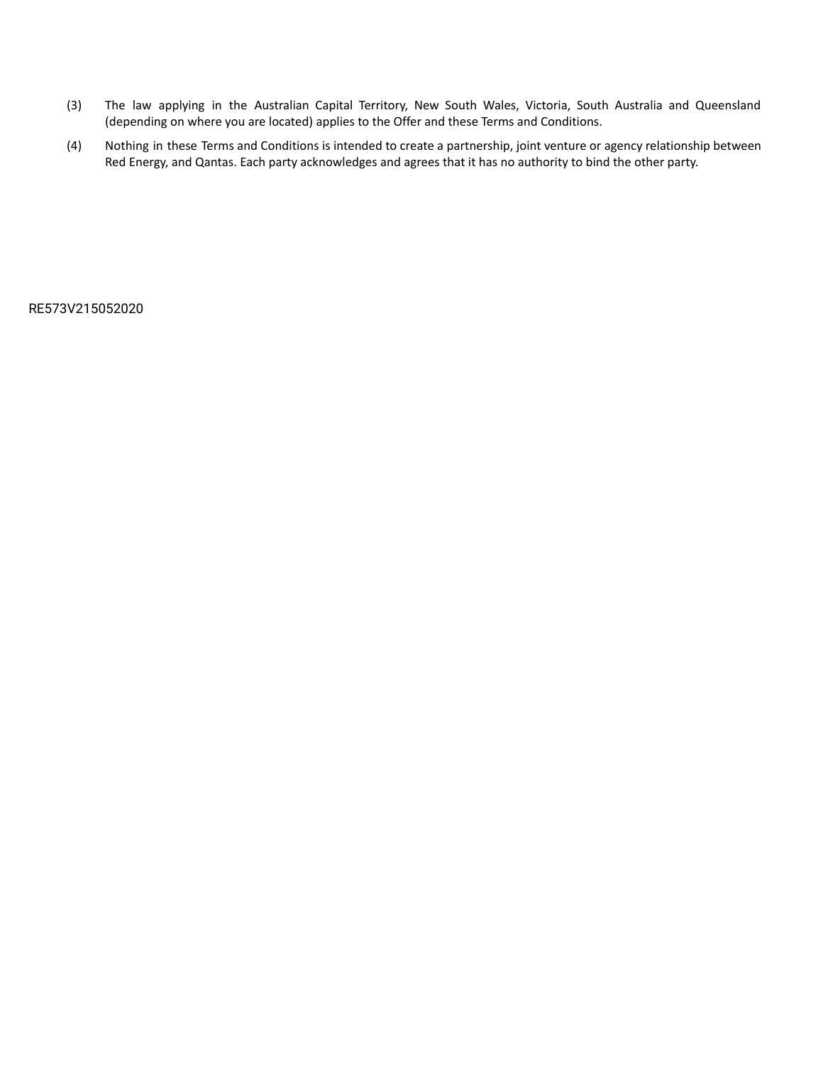(3) The law applying in the Australian Capital Territory, New South Wales, Victoria, South Australia and Queensland (depending on where you are located) applies to the Offer and these Terms and Conditions.

(4) Nothing in these Terms and Conditions is intended to create a partnership, joint venture or agency relationship between Red Energy, and Qantas. Each party acknowledges and agrees that it has no authority to bind the other party.

RE573V215052020